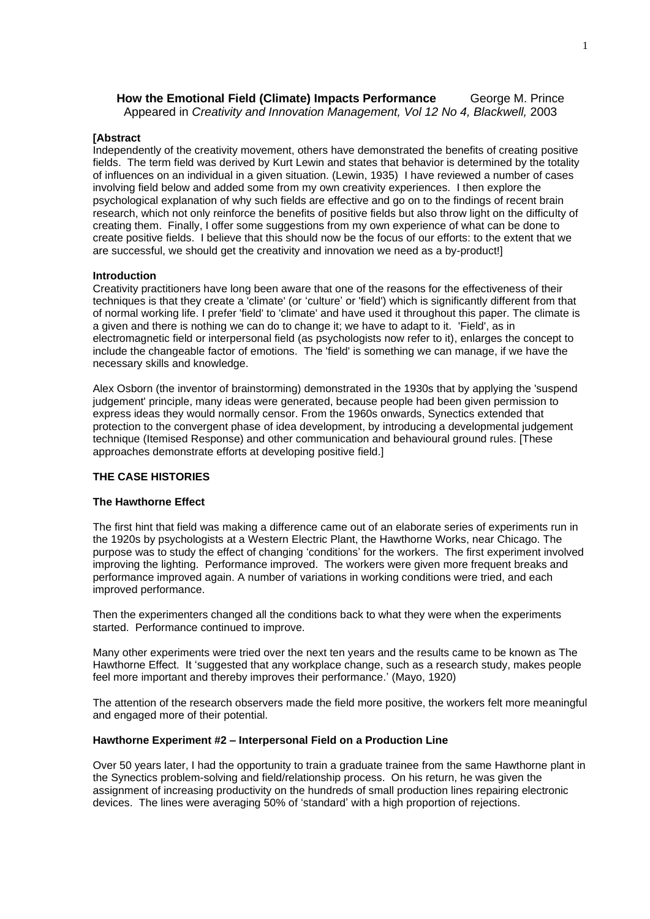**How the Emotional Field (Climate) Impacts Performance** George M. Prince

Appeared in *Creativity and Innovation Management, Vol 12 No 4, Blackwell,* 2003

**[Abstract**

Independently of the creativity movement, others have demonstrated the benefits of creating positive fields. The term field was derived by Kurt Lewin and states that behavior is determined by the totality of influences on an individual in a given situation. (Lewin, 1935) I have reviewed a number of cases involving field below and added some from my own creativity experiences. I then explore the psychological explanation of why such fields are effective and go on to the findings of recent brain research, which not only reinforce the benefits of positive fields but also throw light on the difficulty of creating them. Finally, I offer some suggestions from my own experience of what can be done to create positive fields. I believe that this should now be the focus of our efforts: to the extent that we are successful, we should get the creativity and innovation we need as a by-product!]

**Introduction**

Creativity practitioners have long been aware that one of the reasons for the effectiveness of their techniques is that they create a 'climate' (or 'culture' or 'field') which is significantly different from that of normal working life. I prefer 'field' to 'climate' and have used it throughout this paper. The climate is a given and there is nothing we can do to change it; we have to adapt to it. 'Field', as in electromagnetic field or interpersonal field (as psychologists now refer to it), enlarges the concept to include the changeable factor of emotions. The 'field' is something we can manage, if we have the necessary skills and knowledge.

Alex Osborn (the inventor of brainstorming) demonstrated in the 1930s that by applying the 'suspend judgement' principle, many ideas were generated, because people had been given permission to express ideas they would normally censor. From the 1960s onwards, Synectics extended that protection to the convergent phase of idea development, by introducing a developmental judgement technique (Itemised Response) and other communication and behavioural ground rules. [These approaches demonstrate efforts at developing positive field.]

## THE CASE HISTORIES

### The Hawthorne Effect

The first hint that field was making a difference came out of an elaborate series of experiments run in the 1920s by psychologists at a Western Electric Plant, the Hawthorne Works, near Chicago. The purpose was to study the effect of changing 'conditions' for the workers. The first experiment involved improving the lighting. Performance improved. The workers were given more frequent breaks and performance improved again. A number of variations in working conditions were tried, and each improved performance.

Then the experimenters changed all the conditions back to what they were when the experiments started. Performance continued to improve.

Many other experiments were tried over the next ten years and the results came to be known as The Hawthorne Effect. It 'suggested that any workplace change, such as a research study, makes people feel more important and thereby improves their performance.' (Mayo, 1920)

The attention of the research observers made the field more positive, the workers felt more meaningful and engaged more of their potential.

### Hawthorne Experiment #2 – Interpersonal Field on a Production Line

Over 50 years later, I had the opportunity to train a graduate trainee from the same Hawthorne plant in the Synectics problem-solving and field/relationship process. On his return, he was given the assignment of increasing productivity on the hundreds of small production lines repairing electronic devices. The lines were averaging 50% of 'standard' with a high proportion of rejections.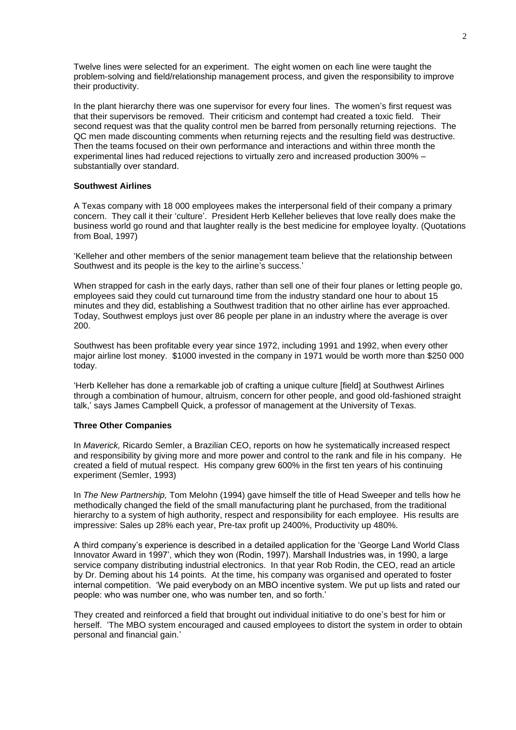Twelve lines were selected for an experiment. The eight women on each line were taught the problem-solving and field/relationship management process, and given the responsibility to improve their productivity.

In the plant hierarchy there was one supervisor for every four lines. The women's first request was that their supervisors be removed. Their criticism and contempt had created a toxic field. Their second request was that the quality control men be barred from personally returning rejections. The QC men made discounting comments when returning rejects and the resulting field was destructive. Then the teams focused on their own performance and interactions and within three month the experimental lines had reduced rejections to virtually zero and increased production 300% – substantially over standard.

### Southwest Airlines

A Texas company with 18 000 employees makes the interpersonal field of their company a primary concern. They call it their 'culture'. President Herb Kelleher believes that love really does make the business world go round and that laughter really is the best medicine for employee loyalty. (Quotations from Boal, 1997)

'Kelleher and other members of the senior management team believe that the relationship between Southwest and its people is the key to the airline's success.'

When strapped for cash in the early days, rather than sell one of their four planes or letting people go, employees said they could cut turnaround time from the industry standard one hour to about 15 minutes and they did, establishing a Southwest tradition that no other airline has ever approached. Today, Southwest employs just over 86 people per plane in an industry where the average is over 200.

Southwest has been profitable every year since 1972, including 1991 and 1992, when every other major airline lost money. $1000 invested in the company in 1971 would be worth more than $250 000 today.

'Herb Kelleher has done a remarkable job of crafting a unique culture [field] at Southwest Airlines through a combination of humour, altruism, concern for other people, and good old-fashioned straight talk,' says James Campbell Quick, a professor of management at the University of Texas.

### Three Other Companies

In *Maverick,* Ricardo Semler, a Brazilian CEO, reports on how he systematically increased respect and responsibility by giving more and more power and control to the rank and file in his company. He created a field of mutual respect. His company grew 600% in the first ten years of his continuing experiment (Semler, 1993)

In *The New Partnership,* Tom Melohn (1994) gave himself the title of Head Sweeper and tells how he methodically changed the field of the small manufacturing plant he purchased, from the traditional hierarchy to a system of high authority, respect and responsibility for each employee. His results are impressive: Sales up 28% each year, Pre-tax profit up 2400%, Productivity up 480%.

A third company's experience is described in a detailed application for the 'George Land World Class Innovator Award in 1997', which they won (Rodin, 1997). Marshall Industries was, in 1990, a large service company distributing industrial electronics. In that year Rob Rodin, the CEO, read an article by Dr. Deming about his 14 points. At the time, his company was organised and operated to foster internal competition. 'We paid everybody on an MBO incentive system. We put up lists and rated our people: who was number one, who was number ten, and so forth.'

They created and reinforced a field that brought out individual initiative to do one's best for him or herself. 'The MBO system encouraged and caused employees to distort the system in order to obtain personal and financial gain.'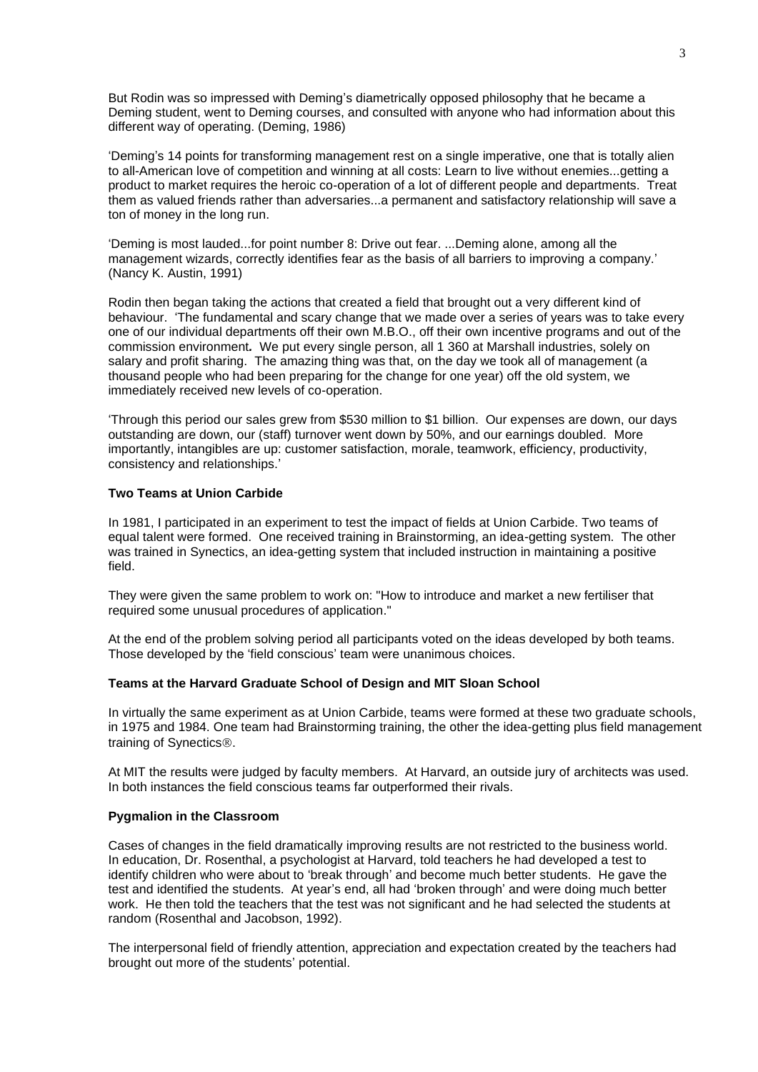But Rodin was so impressed with Deming's diametrically opposed philosophy that he became a Deming student, went to Deming courses, and consulted with anyone who had information about this different way of operating. (Deming, 1986)

'Deming's 14 points for transforming management rest on a single imperative, one that is totally alien to all-American love of competition and winning at all costs: Learn to live without enemies...getting a product to market requires the heroic co-operation of a lot of different people and departments. Treat them as valued friends rather than adversaries...a permanent and satisfactory relationship will save a ton of money in the long run.

'Deming is most lauded...for point number 8: Drive out fear. ...Deming alone, among all the management wizards, correctly identifies fear as the basis of all barriers to improving a company.' (Nancy K. Austin, 1991)

Rodin then began taking the actions that created a field that brought out a very different kind of behaviour. 'The fundamental and scary change that we made over a series of years was to take every one of our individual departments off their own M.B.O., off their own incentive programs and out of the commission environment**.** We put every single person, all 1 360 at Marshall industries, solely on salary and profit sharing. The amazing thing was that, on the day we took all of management (a thousand people who had been preparing for the change for one year) off the old system, we immediately received new levels of co-operation.

'Through this period our sales grew from $530 million to $1 billion. Our expenses are down, our days outstanding are down, our (staff) turnover went down by 50%, and our earnings doubled. More importantly, intangibles are up: customer satisfaction, morale, teamwork, efficiency, productivity, consistency and relationships.'

**Two Teams at Union Carbide**

In 1981, I participated in an experiment to test the impact of fields at Union Carbide. Two teams of equal talent were formed. One received training in Brainstorming, an idea-getting system. The other was trained in Synectics, an idea-getting system that included instruction in maintaining a positive field.

They were given the same problem to work on: "How to introduce and market a new fertiliser that required some unusual procedures of application."

At the end of the problem solving period all participants voted on the ideas developed by both teams. Those developed by the 'field conscious' team were unanimous choices.

**Teams at the Harvard Graduate School of Design and MIT Sloan School**

In virtually the same experiment as at Union Carbide, teams were formed at these two graduate schools, in 1975 and 1984. One team had Brainstorming training, the other the idea-getting plus field management training of Synectics®.

At MIT the results were judged by faculty members. At Harvard, an outside jury of architects was used. In both instances the field conscious teams far outperformed their rivals.

**Pygmalion in the Classroom**

Cases of changes in the field dramatically improving results are not restricted to the business world. In education, Dr. Rosenthal, a psychologist at Harvard, told teachers he had developed a test to identify children who were about to 'break through' and become much better students. He gave the test and identified the students. At year's end, all had 'broken through' and were doing much better work. He then told the teachers that the test was not significant and he had selected the students at random (Rosenthal and Jacobson, 1992).

The interpersonal field of friendly attention, appreciation and expectation created by the teachers had brought out more of the students' potential.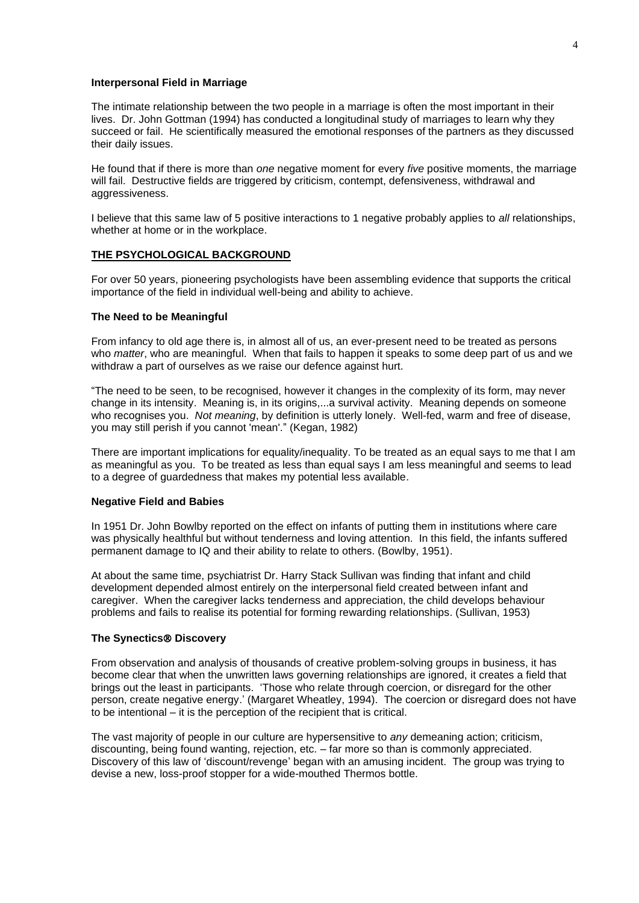### Interpersonal Field in Marriage

The intimate relationship between the two people in a marriage is often the most important in their lives. Dr. John Gottman (1994) has conducted a longitudinal study of marriages to learn why they succeed or fail. He scientifically measured the emotional responses of the partners as they discussed their daily issues.

He found that if there is more than *one* negative moment for every *five* positive moments, the marriage will fail. Destructive fields are triggered by criticism, contempt, defensiveness, withdrawal and aggressiveness.

I believe that this same law of 5 positive interactions to 1 negative probably applies to *all* relationships, whether at home or in the workplace.

## THE PSYCHOLOGICAL BACKGROUND

For over 50 years, pioneering psychologists have been assembling evidence that supports the critical importance of the field in individual well-being and ability to achieve.

### The Need to be Meaningful

From infancy to old age there is, in almost all of us, an ever-present need to be treated as persons who *matter*, who are meaningful. When that fails to happen it speaks to some deep part of us and we withdraw a part of ourselves as we raise our defence against hurt.

"The need to be seen, to be recognised, however it changes in the complexity of its form, may never change in its intensity. Meaning is, in its origins,...a survival activity. Meaning depends on someone who recognises you. *Not meaning*, by definition is utterly lonely. Well-fed, warm and free of disease, you may still perish if you cannot 'mean'." (Kegan, 1982)

There are important implications for equality/inequality. To be treated as an equal says to me that I am as meaningful as you. To be treated as less than equal says I am less meaningful and seems to lead to a degree of guardedness that makes my potential less available.

### Negative Field and Babies

In 1951 Dr. John Bowlby reported on the effect on infants of putting them in institutions where care was physically healthful but without tenderness and loving attention. In this field, the infants suffered permanent damage to IQ and their ability to relate to others. (Bowlby, 1951).

At about the same time, psychiatrist Dr. Harry Stack Sullivan was finding that infant and child development depended almost entirely on the interpersonal field created between infant and caregiver. When the caregiver lacks tenderness and appreciation, the child develops behaviour problems and fails to realise its potential for forming rewarding relationships. (Sullivan, 1953)

### The Synectics® Discovery

From observation and analysis of thousands of creative problem-solving groups in business, it has become clear that when the unwritten laws governing relationships are ignored, it creates a field that brings out the least in participants. 'Those who relate through coercion, or disregard for the other person, create negative energy.' (Margaret Wheatley, 1994). The coercion or disregard does not have to be intentional – it is the perception of the recipient that is critical.

The vast majority of people in our culture are hypersensitive to *any* demeaning action; criticism, discounting, being found wanting, rejection, etc. – far more so than is commonly appreciated. Discovery of this law of 'discount/revenge' began with an amusing incident. The group was trying to devise a new, loss-proof stopper for a wide-mouthed Thermos bottle.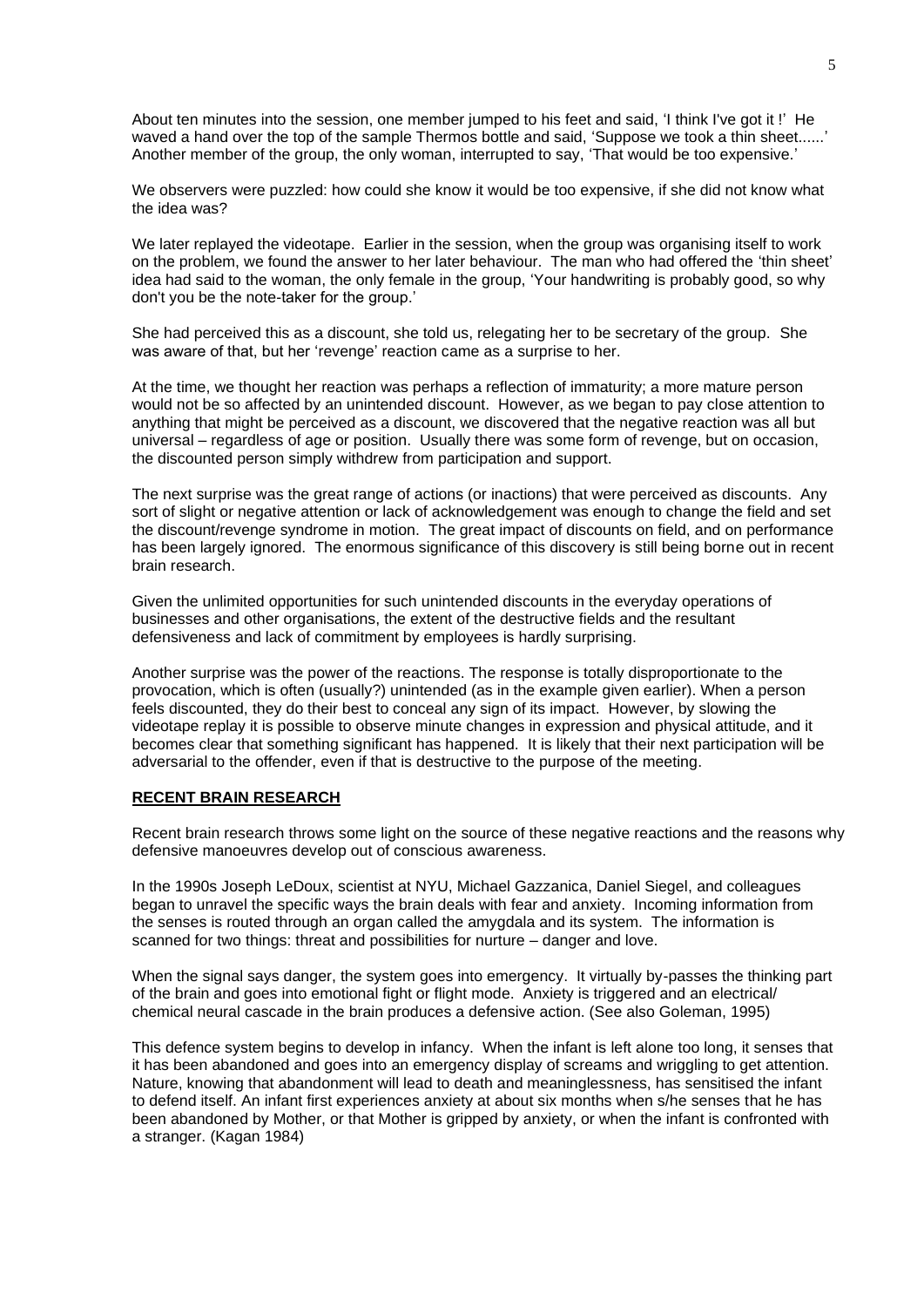About ten minutes into the session, one member jumped to his feet and said, 'I think I've got it !' He waved a hand over the top of the sample Thermos bottle and said, 'Suppose we took a thin sheet......' Another member of the group, the only woman, interrupted to say, 'That would be too expensive.'

We observers were puzzled: how could she know it would be too expensive, if she did not know what the idea was?

We later replayed the videotape. Earlier in the session, when the group was organising itself to work on the problem, we found the answer to her later behaviour. The man who had offered the 'thin sheet' idea had said to the woman, the only female in the group, 'Your handwriting is probably good, so why don't you be the note-taker for the group.'

She had perceived this as a discount, she told us, relegating her to be secretary of the group. She was aware of that, but her 'revenge' reaction came as a surprise to her.

At the time, we thought her reaction was perhaps a reflection of immaturity; a more mature person would not be so affected by an unintended discount. However, as we began to pay close attention to anything that might be perceived as a discount, we discovered that the negative reaction was all but universal – regardless of age or position. Usually there was some form of revenge, but on occasion, the discounted person simply withdrew from participation and support.

The next surprise was the great range of actions (or inactions) that were perceived as discounts. Any sort of slight or negative attention or lack of acknowledgement was enough to change the field and set the discount/revenge syndrome in motion. The great impact of discounts on field, and on performance has been largely ignored. The enormous significance of this discovery is still being borne out in recent brain research.

Given the unlimited opportunities for such unintended discounts in the everyday operations of businesses and other organisations, the extent of the destructive fields and the resultant defensiveness and lack of commitment by employees is hardly surprising.

Another surprise was the power of the reactions. The response is totally disproportionate to the provocation, which is often (usually?) unintended (as in the example given earlier). When a person feels discounted, they do their best to conceal any sign of its impact. However, by slowing the videotape replay it is possible to observe minute changes in expression and physical attitude, and it becomes clear that something significant has happened. It is likely that their next participation will be adversarial to the offender, even if that is destructive to the purpose of the meeting.

## **RECENT BRAIN RESEARCH**

Recent brain research throws some light on the source of these negative reactions and the reasons why defensive manoeuvres develop out of conscious awareness.

In the 1990s Joseph LeDoux, scientist at NYU, Michael Gazzanica, Daniel Siegel, and colleagues began to unravel the specific ways the brain deals with fear and anxiety. Incoming information from the senses is routed through an organ called the amygdala and its system. The information is scanned for two things: threat and possibilities for nurture – danger and love.

When the signal says danger, the system goes into emergency. It virtually by-passes the thinking part of the brain and goes into emotional fight or flight mode. Anxiety is triggered and an electrical/ chemical neural cascade in the brain produces a defensive action. (See also Goleman, 1995)

This defence system begins to develop in infancy. When the infant is left alone too long, it senses that it has been abandoned and goes into an emergency display of screams and wriggling to get attention. Nature, knowing that abandonment will lead to death and meaninglessness, has sensitised the infant to defend itself. An infant first experiences anxiety at about six months when s/he senses that he has been abandoned by Mother, or that Mother is gripped by anxiety, or when the infant is confronted with a stranger. (Kagan 1984)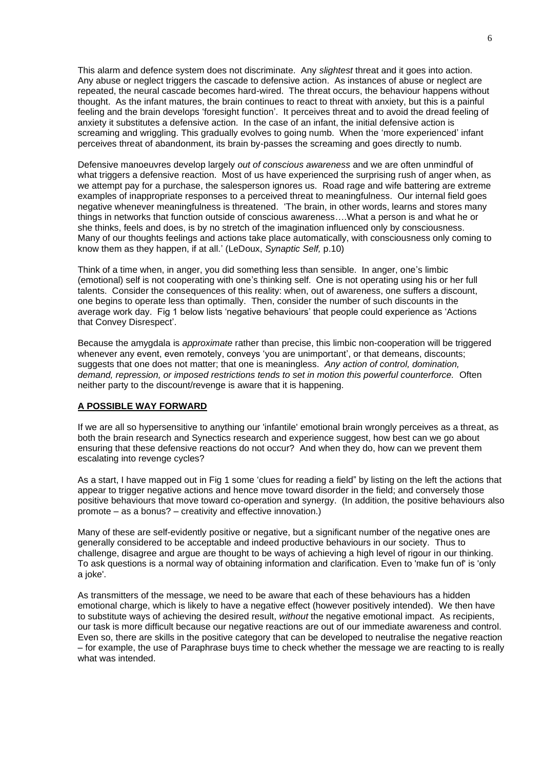This alarm and defence system does not discriminate. Any *slightest* threat and it goes into action. Any abuse or neglect triggers the cascade to defensive action. As instances of abuse or neglect are repeated, the neural cascade becomes hard-wired. The threat occurs, the behaviour happens without thought. As the infant matures, the brain continues to react to threat with anxiety, but this is a painful feeling and the brain develops 'foresight function'. It perceives threat and to avoid the dread feeling of anxiety it substitutes a defensive action. In the case of an infant, the initial defensive action is screaming and wriggling. This gradually evolves to going numb. When the 'more experienced' infant perceives threat of abandonment, its brain by-passes the screaming and goes directly to numb.

Defensive manoeuvres develop largely *out of conscious awareness* and we are often unmindful of what triggers a defensive reaction. Most of us have experienced the surprising rush of anger when, as we attempt pay for a purchase, the salesperson ignores us. Road rage and wife battering are extreme examples of inappropriate responses to a perceived threat to meaningfulness. Our internal field goes negative whenever meaningfulness is threatened. 'The brain, in other words, learns and stores many things in networks that function outside of conscious awareness….What a person is and what he or she thinks, feels and does, is by no stretch of the imagination influenced only by consciousness. Many of our thoughts feelings and actions take place automatically, with consciousness only coming to know them as they happen, if at all.' (LeDoux, *Synaptic Self,* p.10)

Think of a time when, in anger, you did something less than sensible. In anger, one's limbic (emotional) self is not cooperating with one's thinking self. One is not operating using his or her full talents. Consider the consequences of this reality: when, out of awareness, one suffers a discount, one begins to operate less than optimally. Then, consider the number of such discounts in the average work day. Fig 1 below lists 'negative behaviours' that people could experience as 'Actions that Convey Disrespect'.

Because the amygdala is *approximate* rather than precise, this limbic non-cooperation will be triggered whenever any event, even remotely, conveys 'you are unimportant', or that demeans, discounts; suggests that one does not matter; that one is meaningless. *Any action of control, domination, demand, repression, or imposed restrictions tends to set in motion this powerful counterforce.* Often neither party to the discount/revenge is aware that it is happening.

## A POSSIBLE WAY FORWARD

If we are all so hypersensitive to anything our 'infantile' emotional brain wrongly perceives as a threat, as both the brain research and Synectics research and experience suggest, how best can we go about ensuring that these defensive reactions do not occur? And when they do, how can we prevent them escalating into revenge cycles?

As a start, I have mapped out in Fig 1 some 'clues for reading a field" by listing on the left the actions that appear to trigger negative actions and hence move toward disorder in the field; and conversely those positive behaviours that move toward co-operation and synergy. (In addition, the positive behaviours also promote – as a bonus? – creativity and effective innovation.)

Many of these are self-evidently positive or negative, but a significant number of the negative ones are generally considered to be acceptable and indeed productive behaviours in our society. Thus to challenge, disagree and argue are thought to be ways of achieving a high level of rigour in our thinking. To ask questions is a normal way of obtaining information and clarification. Even to 'make fun of' is 'only a joke'.

As transmitters of the message, we need to be aware that each of these behaviours has a hidden emotional charge, which is likely to have a negative effect (however positively intended). We then have to substitute ways of achieving the desired result, *without* the negative emotional impact. As recipients, our task is more difficult because our negative reactions are out of our immediate awareness and control. Even so, there are skills in the positive category that can be developed to neutralise the negative reaction – for example, the use of Paraphrase buys time to check whether the message we are reacting to is really what was intended.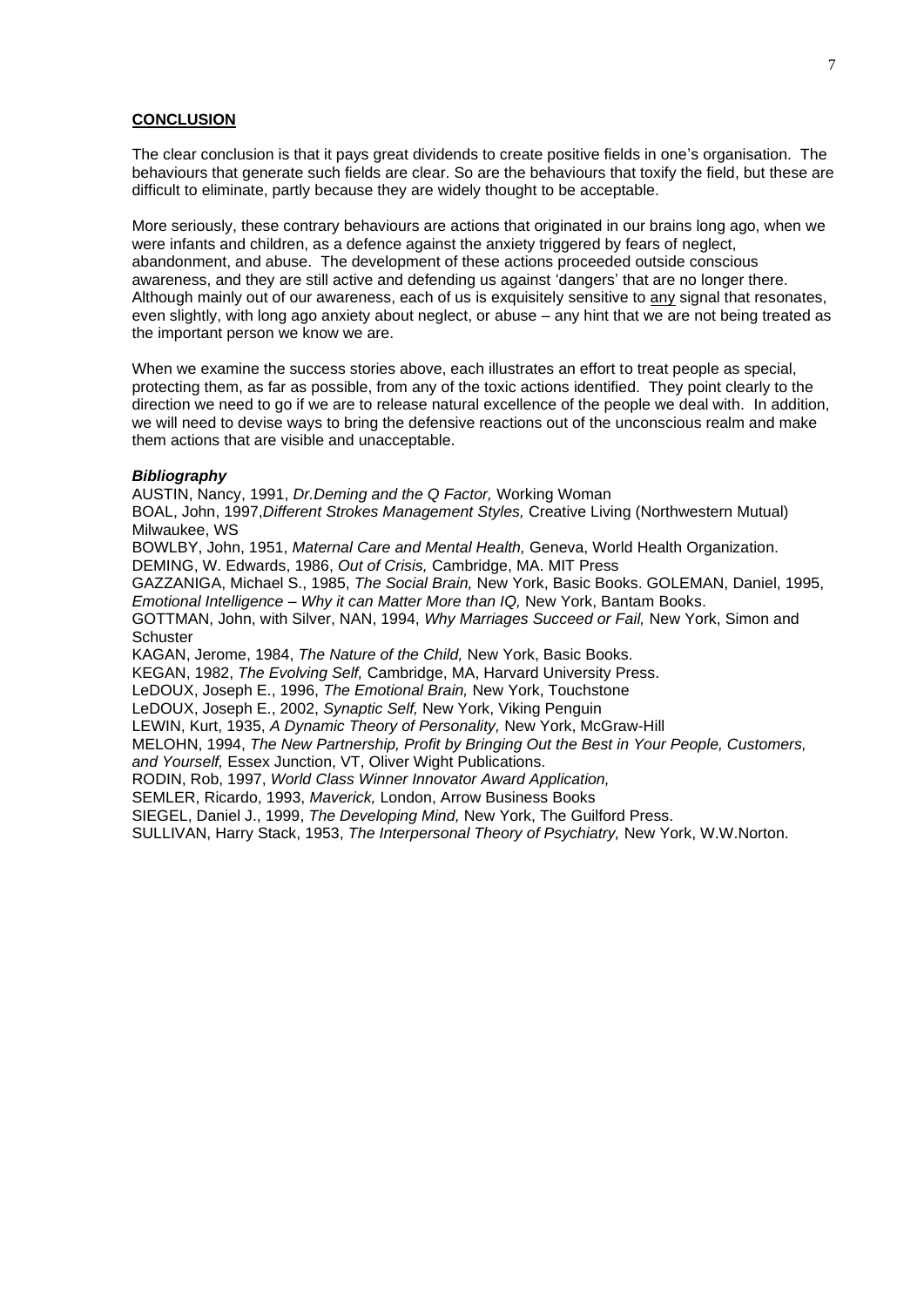## **CONCLUSION**

The clear conclusion is that it pays great dividends to create positive fields in one's organisation. The behaviours that generate such fields are clear. So are the behaviours that toxify the field, but these are difficult to eliminate, partly because they are widely thought to be acceptable.

More seriously, these contrary behaviours are actions that originated in our brains long ago, when we were infants and children, as a defence against the anxiety triggered by fears of neglect, abandonment, and abuse. The development of these actions proceeded outside conscious awareness, and they are still active and defending us against 'dangers' that are no longer there. Although mainly out of our awareness, each of us is exquisitely sensitive to <u>any</u> signal that resonates, even slightly, with long ago anxiety about neglect, or abuse – any hint that we are not being treated as the important person we know we are.

When we examine the success stories above, each illustrates an effort to treat people as special, protecting them, as far as possible, from any of the toxic actions identified. They point clearly to the direction we need to go if we are to release natural excellence of the people we deal with. In addition, we will need to devise ways to bring the defensive reactions out of the unconscious realm and make them actions that are visible and unacceptable.

### ***Bibliography***

AUSTIN, Nancy, 1991, *Dr.Deming and the Q Factor,* Working Woman
BOAL, John, 1997,*Different Strokes Management Styles,* Creative Living (Northwestern Mutual) Milwaukee, WS
BOWLBY, John, 1951, *Maternal Care and Mental Health,* Geneva, World Health Organization.
DEMING, W. Edwards, 1986, *Out of Crisis,* Cambridge, MA. MIT Press
GAZZANIGA, Michael S., 1985, *The Social Brain,* New York, Basic Books. GOLEMAN, Daniel, 1995, *Emotional Intelligence – Why it can Matter More than IQ,* New York, Bantam Books.
GOTTMAN, John, with Silver, NAN, 1994, *Why Marriages Succeed or Fail,* New York, Simon and Schuster
KAGAN, Jerome, 1984, *The Nature of the Child,* New York, Basic Books.
KEGAN, 1982, *The Evolving Self,* Cambridge, MA, Harvard University Press.
LeDOUX, Joseph E., 1996, *The Emotional Brain,* New York, Touchstone
LeDOUX, Joseph E., 2002, *Synaptic Self,* New York, Viking Penguin
LEWIN, Kurt, 1935, *A Dynamic Theory of Personality,* New York, McGraw-Hill
MELOHN, 1994, *The New Partnership, Profit by Bringing Out the Best in Your People, Customers, and Yourself,* Essex Junction, VT, Oliver Wight Publications.
RODIN, Rob, 1997, *World Class Winner Innovator Award Application,*
SEMLER, Ricardo, 1993, *Maverick,* London, Arrow Business Books
SIEGEL, Daniel J., 1999, *The Developing Mind,* New York, The Guilford Press.
SULLIVAN, Harry Stack, 1953, *The Interpersonal Theory of Psychiatry,* New York, W.W.Norton.